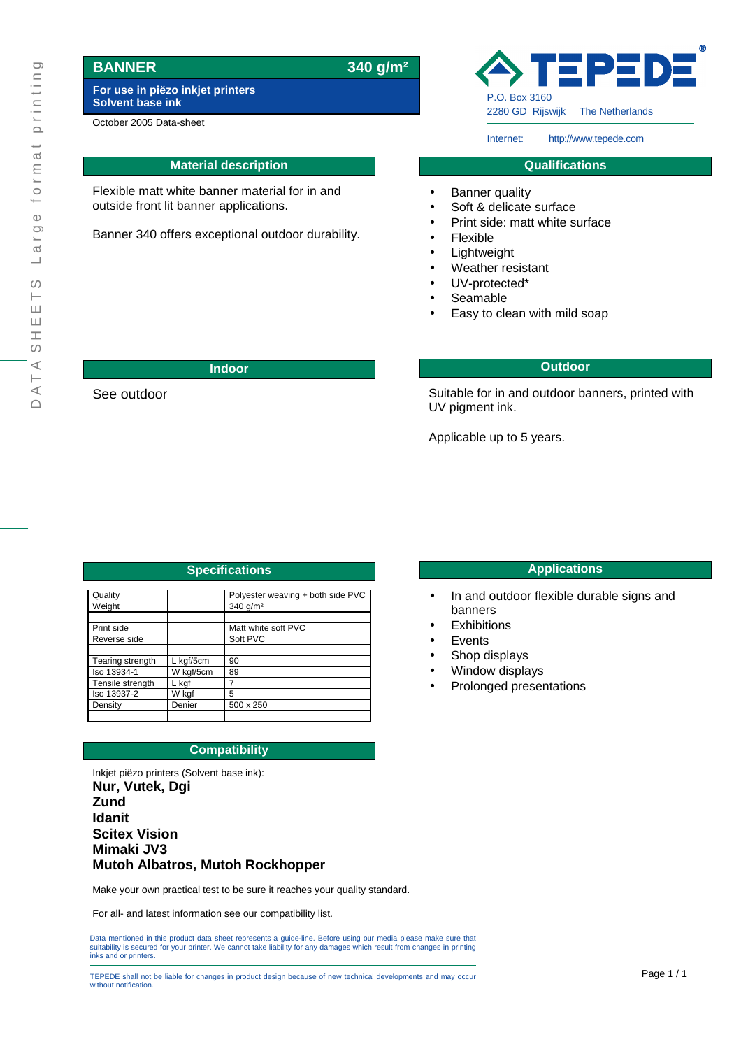DATA SHEETS Large format printing

# BANNER 340 g/m²

**For use in piëzo inkjet printers**
**Solvent base ink**

October 2005 Data-sheet

**TEPEDE**®
P.O. Box 3160
2280 GD Rijswijk The Netherlands

Internet: http://www.tepede.com

## Material description

Flexible matt white banner material for in and outside front lit banner applications.

Banner 340 offers exceptional outdoor durability.

## Qualifications

- Banner quality
- Soft & delicate surface
- Print side: matt white surface
- Flexible
- Lightweight
- Weather resistant
- UV-protected*
- Seamable
- Easy to clean with mild soap

## Indoor

See outdoor

## Outdoor

Suitable for in and outdoor banners, printed with UV pigment ink.

Applicable up to 5 years.

## Specifications

| | | |
|---|---|---|
| Quality | | Polyester weaving + both side PVC |
| Weight | | 340 g/m² |
| | | |
| Print side | | Matt white soft PVC |
| Reverse side | | Soft PVC |
| | | |
| Tearing strength | L kgf/5cm | 90 |
| Iso 13934-1 | W kgf/5cm | 89 |
| Tensile strength | L kgf | 7 |
| Iso 13937-2 | W kgf | 5 |
| Density | Denier | 500 x 250 |
| | | |

## Applications

- In and outdoor flexible durable signs and banners
- Exhibitions
- Events
- Shop displays
- Window displays
- Prolonged presentations

## Compatibility

Inkjet piëzo printers (Solvent base ink):

**Nur, Vutek, Dgi**
**Zund**
**Idanit**
**Scitex Vision**
**Mimaki JV3**
**Mutoh Albatros, Mutoh Rockhopper**

Make your own practical test to be sure it reaches your quality standard.

For all- and latest information see our compatibility list.

Data mentioned in this product data sheet represents a guide-line. Before using our media please make sure that suitability is secured for your printer. We cannot take liability for any damages which result from changes in printing inks and or printers.

TEPEDE shall not be liable for changes in product design because of new technical developments and may occur without notification.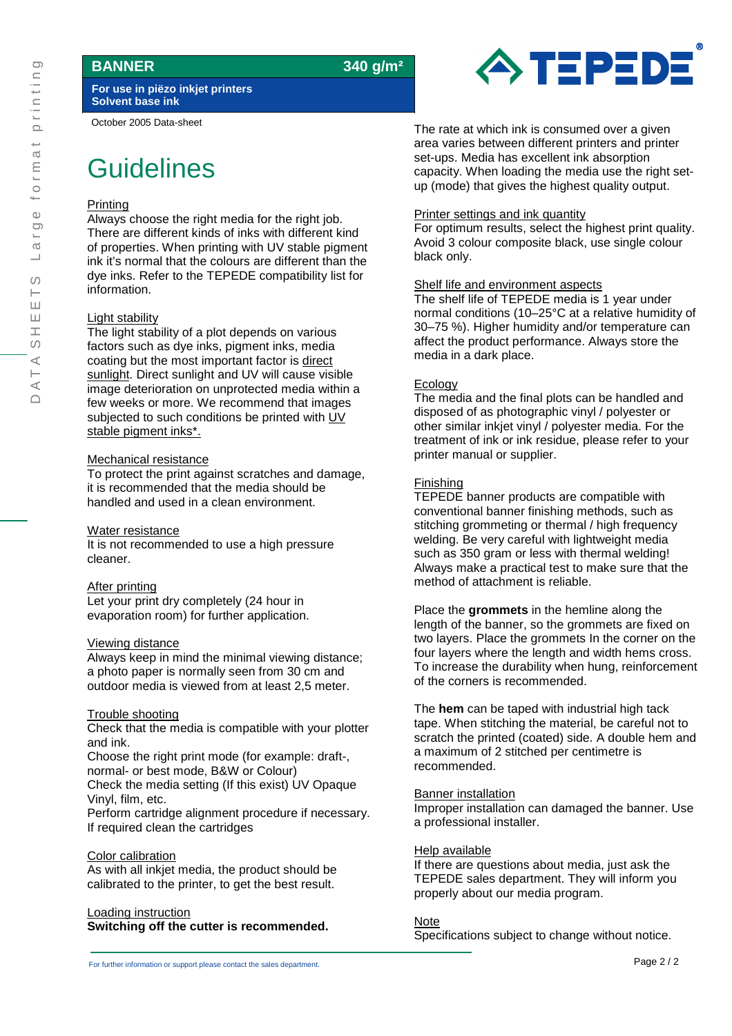**BANNER** **340 g/m²**

**For use in piëzo inkjet printers**
**Solvent base ink**

October 2005 Data-sheet

# Guidelines

## Printing

Always choose the right media for the right job. There are different kinds of inks with different kind of properties. When printing with UV stable pigment ink it's normal that the colours are different than the dye inks. Refer to the TEPEDE compatibility list for information.

## Light stability

The light stability of a plot depends on various factors such as dye inks, pigment inks, media coating but the most important factor is direct sunlight. Direct sunlight and UV will cause visible image deterioration on unprotected media within a few weeks or more. We recommend that images subjected to such conditions be printed with UV stable pigment inks*.

## Mechanical resistance

To protect the print against scratches and damage, it is recommended that the media should be handled and used in a clean environment.

## Water resistance

It is not recommended to use a high pressure cleaner.

## After printing

Let your print dry completely (24 hour in evaporation room) for further application.

## Viewing distance

Always keep in mind the minimal viewing distance; a photo paper is normally seen from 30 cm and outdoor media is viewed from at least 2,5 meter.

## Trouble shooting

Check that the media is compatible with your plotter and ink.
Choose the right print mode (for example: draft-, normal- or best mode, B&W or Colour)
Check the media setting (If this exist) UV Opaque Vinyl, film, etc.
Perform cartridge alignment procedure if necessary.
If required clean the cartridges

## Color calibration

As with all inkjet media, the product should be calibrated to the printer, to get the best result.

## Loading instruction

**Switching off the cutter is recommended.**

The rate at which ink is consumed over a given area varies between different printers and printer set-ups. Media has excellent ink absorption capacity. When loading the media use the right set-up (mode) that gives the highest quality output.

## Printer settings and ink quantity

For optimum results, select the highest print quality. Avoid 3 colour composite black, use single colour black only.

## Shelf life and environment aspects

The shelf life of TEPEDE media is 1 year under normal conditions (10–25°C at a relative humidity of 30–75 %). Higher humidity and/or temperature can affect the product performance. Always store the media in a dark place.

## Ecology

The media and the final plots can be handled and disposed of as photographic vinyl / polyester or other similar inkjet vinyl / polyester media. For the treatment of ink or ink residue, please refer to your printer manual or supplier.

## Finishing

TEPEDE banner products are compatible with conventional banner finishing methods, such as stitching grommeting or thermal / high frequency welding. Be very careful with lightweight media such as 350 gram or less with thermal welding! Always make a practical test to make sure that the method of attachment is reliable.

Place the **grommets** in the hemline along the length of the banner, so the grommets are fixed on two layers. Place the grommets In the corner on the four layers where the length and width hems cross. To increase the durability when hung, reinforcement of the corners is recommended.

The **hem** can be taped with industrial high tack tape. When stitching the material, be careful not to scratch the printed (coated) side. A double hem and a maximum of 2 stitched per centimetre is recommended.

## Banner installation

Improper installation can damaged the banner. Use a professional installer.

## Help available

If there are questions about media, just ask the TEPEDE sales department. They will inform you properly about our media program.

## Note

Specifications subject to change without notice.

For further information or support please contact the sales department.